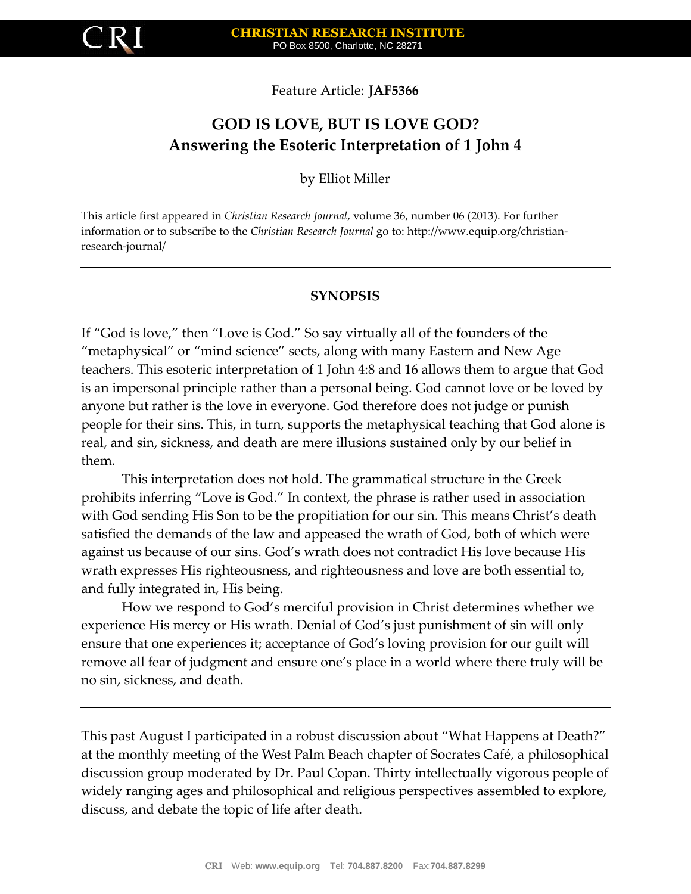Feature Article: **JAF5366**

# GOD IS LOVE, BUT IS LOVE GOD?
## Answering the Esoteric Interpretation of 1 John 4

by Elliot Miller

This article first appeared in *Christian Research Journal*, volume 36, number 06 (2013). For further information or to subscribe to the *Christian Research Journal* go to: http://www.equip.org/christian-research-journal/

---

### SYNOPSIS

If "God is love," then "Love is God." So say virtually all of the founders of the "metaphysical" or "mind science" sects, along with many Eastern and New Age teachers. This esoteric interpretation of 1 John 4:8 and 16 allows them to argue that God is an impersonal principle rather than a personal being. God cannot love or be loved by anyone but rather is the love in everyone. God therefore does not judge or punish people for their sins. This, in turn, supports the metaphysical teaching that God alone is real, and sin, sickness, and death are mere illusions sustained only by our belief in them.

This interpretation does not hold. The grammatical structure in the Greek prohibits inferring "Love is God." In context, the phrase is rather used in association with God sending His Son to be the propitiation for our sin. This means Christ's death satisfied the demands of the law and appeased the wrath of God, both of which were against us because of our sins. God's wrath does not contradict His love because His wrath expresses His righteousness, and righteousness and love are both essential to, and fully integrated in, His being.

How we respond to God's merciful provision in Christ determines whether we experience His mercy or His wrath. Denial of God's just punishment of sin will only ensure that one experiences it; acceptance of God's loving provision for our guilt will remove all fear of judgment and ensure one's place in a world where there truly will be no sin, sickness, and death.

---

This past August I participated in a robust discussion about "What Happens at Death?" at the monthly meeting of the West Palm Beach chapter of Socrates Café, a philosophical discussion group moderated by Dr. Paul Copan. Thirty intellectually vigorous people of widely ranging ages and philosophical and religious perspectives assembled to explore, discuss, and debate the topic of life after death.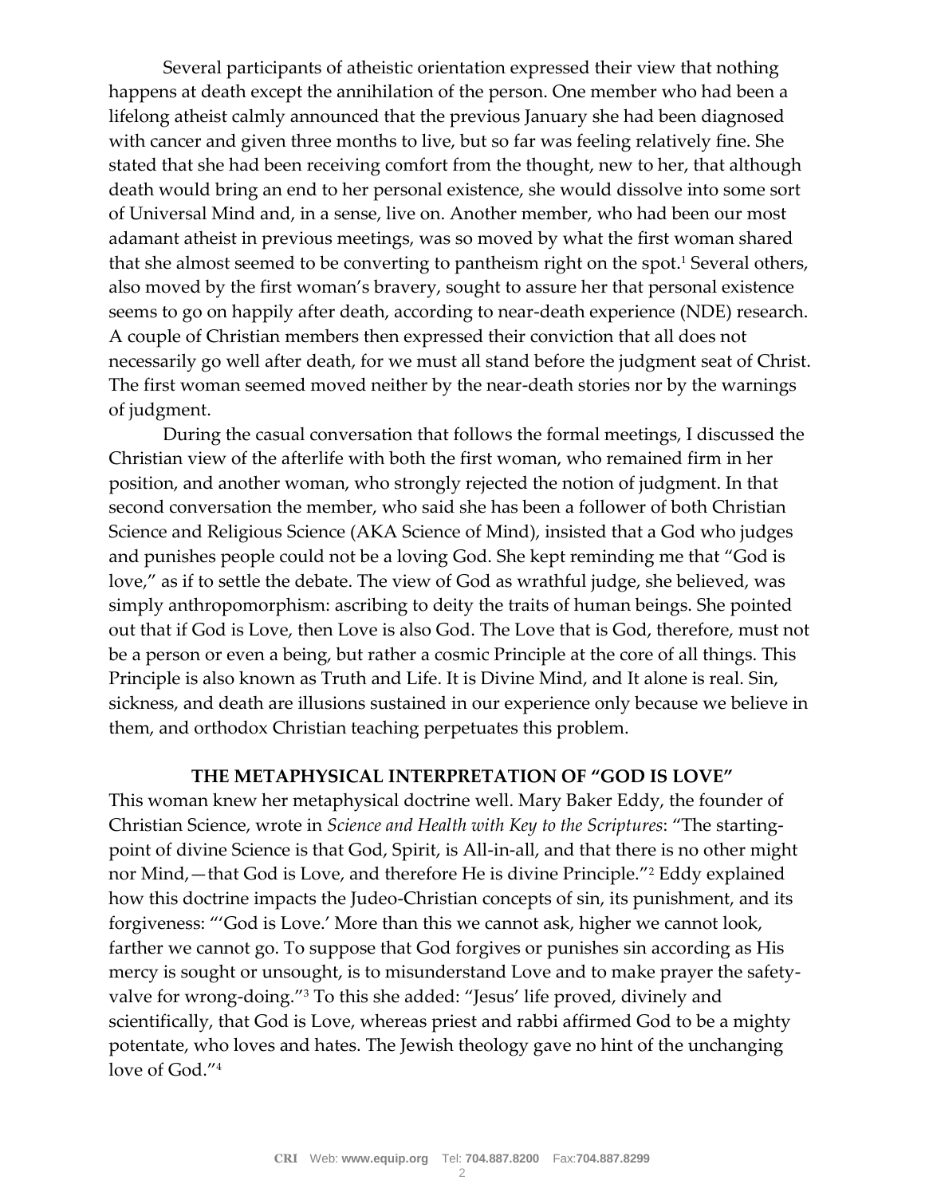Several participants of atheistic orientation expressed their view that nothing happens at death except the annihilation of the person. One member who had been a lifelong atheist calmly announced that the previous January she had been diagnosed with cancer and given three months to live, but so far was feeling relatively fine. She stated that she had been receiving comfort from the thought, new to her, that although death would bring an end to her personal existence, she would dissolve into some sort of Universal Mind and, in a sense, live on. Another member, who had been our most adamant atheist in previous meetings, was so moved by what the first woman shared that she almost seemed to be converting to pantheism right on the spot.[1] Several others, also moved by the first woman's bravery, sought to assure her that personal existence seems to go on happily after death, according to near-death experience (NDE) research. A couple of Christian members then expressed their conviction that all does not necessarily go well after death, for we must all stand before the judgment seat of Christ. The first woman seemed moved neither by the near-death stories nor by the warnings of judgment.

During the casual conversation that follows the formal meetings, I discussed the Christian view of the afterlife with both the first woman, who remained firm in her position, and another woman, who strongly rejected the notion of judgment. In that second conversation the member, who said she has been a follower of both Christian Science and Religious Science (AKA Science of Mind), insisted that a God who judges and punishes people could not be a loving God. She kept reminding me that "God is love," as if to settle the debate. The view of God as wrathful judge, she believed, was simply anthropomorphism: ascribing to deity the traits of human beings. She pointed out that if God is Love, then Love is also God. The Love that is God, therefore, must not be a person or even a being, but rather a cosmic Principle at the core of all things. This Principle is also known as Truth and Life. It is Divine Mind, and It alone is real. Sin, sickness, and death are illusions sustained in our experience only because we believe in them, and orthodox Christian teaching perpetuates this problem.

## THE METAPHYSICAL INTERPRETATION OF "GOD IS LOVE"

This woman knew her metaphysical doctrine well. Mary Baker Eddy, the founder of Christian Science, wrote in *Science and Health with Key to the Scriptures*: "The starting-point of divine Science is that God, Spirit, is All-in-all, and that there is no other might nor Mind,—that God is Love, and therefore He is divine Principle."[2] Eddy explained how this doctrine impacts the Judeo-Christian concepts of sin, its punishment, and its forgiveness: "'God is Love.' More than this we cannot ask, higher we cannot look, farther we cannot go. To suppose that God forgives or punishes sin according as His mercy is sought or unsought, is to misunderstand Love and to make prayer the safety-valve for wrong-doing."[3] To this she added: "Jesus' life proved, divinely and scientifically, that God is Love, whereas priest and rabbi affirmed God to be a mighty potentate, who loves and hates. The Jewish theology gave no hint of the unchanging love of God."[4]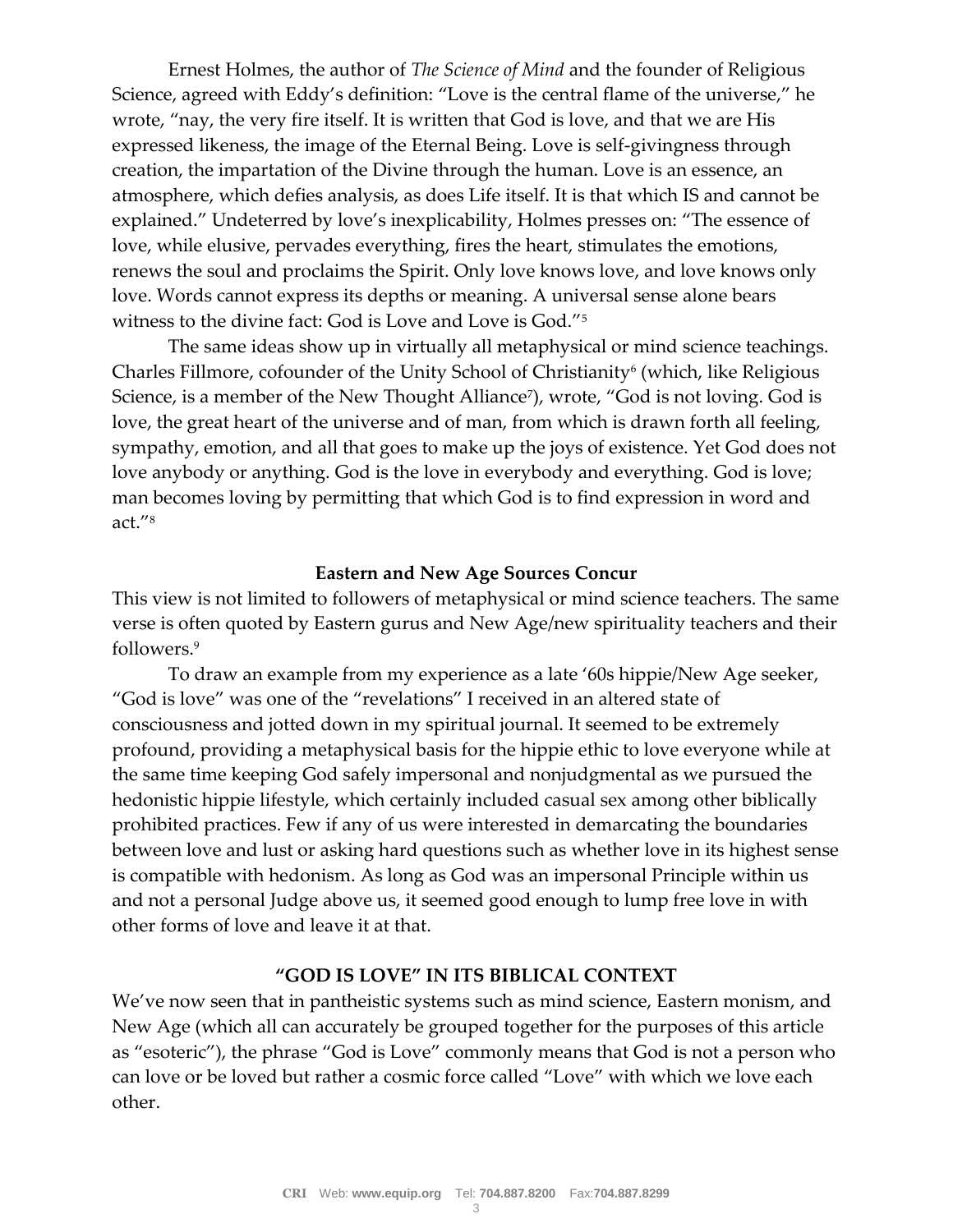Ernest Holmes, the author of *The Science of Mind* and the founder of Religious Science, agreed with Eddy's definition: "Love is the central flame of the universe," he wrote, "nay, the very fire itself. It is written that God is love, and that we are His expressed likeness, the image of the Eternal Being. Love is self-givingness through creation, the impartation of the Divine through the human. Love is an essence, an atmosphere, which defies analysis, as does Life itself. It is that which IS and cannot be explained." Undeterred by love's inexplicability, Holmes presses on: "The essence of love, while elusive, pervades everything, fires the heart, stimulates the emotions, renews the soul and proclaims the Spirit. Only love knows love, and love knows only love. Words cannot express its depths or meaning. A universal sense alone bears witness to the divine fact: God is Love and Love is God."[5]

The same ideas show up in virtually all metaphysical or mind science teachings. Charles Fillmore, cofounder of the Unity School of Christianity[6] (which, like Religious Science, is a member of the New Thought Alliance[7]), wrote, "God is not loving. God is love, the great heart of the universe and of man, from which is drawn forth all feeling, sympathy, emotion, and all that goes to make up the joys of existence. Yet God does not love anybody or anything. God is the love in everybody and everything. God is love; man becomes loving by permitting that which God is to find expression in word and act."[8]

### Eastern and New Age Sources Concur

This view is not limited to followers of metaphysical or mind science teachers. The same verse is often quoted by Eastern gurus and New Age/new spirituality teachers and their followers.[9]

To draw an example from my experience as a late '60s hippie/New Age seeker, "God is love" was one of the "revelations" I received in an altered state of consciousness and jotted down in my spiritual journal. It seemed to be extremely profound, providing a metaphysical basis for the hippie ethic to love everyone while at the same time keeping God safely impersonal and nonjudgmental as we pursued the hedonistic hippie lifestyle, which certainly included casual sex among other biblically prohibited practices. Few if any of us were interested in demarcating the boundaries between love and lust or asking hard questions such as whether love in its highest sense is compatible with hedonism. As long as God was an impersonal Principle within us and not a personal Judge above us, it seemed good enough to lump free love in with other forms of love and leave it at that.

## "GOD IS LOVE" IN ITS BIBLICAL CONTEXT

We've now seen that in pantheistic systems such as mind science, Eastern monism, and New Age (which all can accurately be grouped together for the purposes of this article as "esoteric"), the phrase "God is Love" commonly means that God is not a person who can love or be loved but rather a cosmic force called "Love" with which we love each other.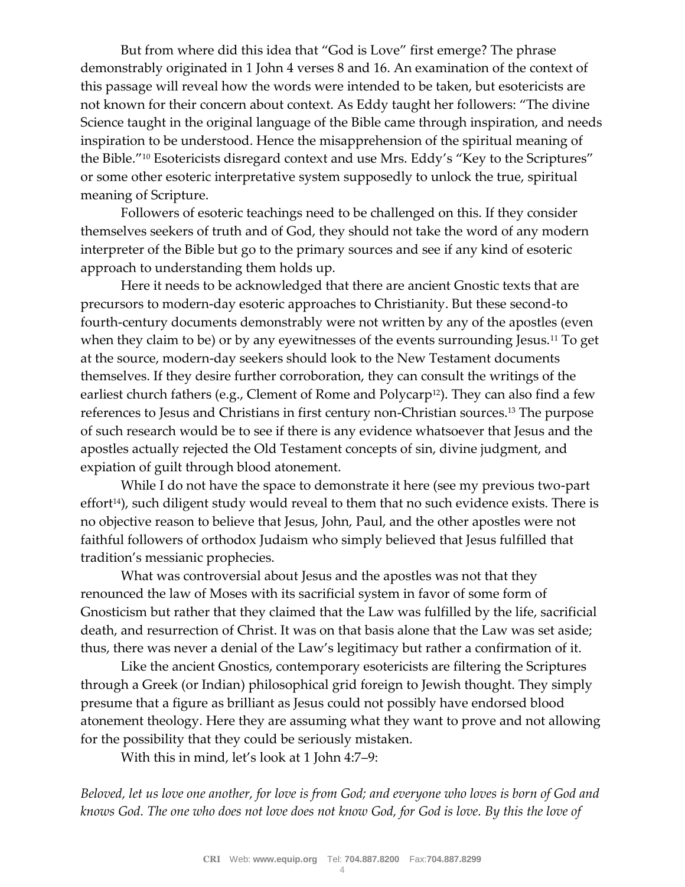But from where did this idea that "God is Love" first emerge? The phrase demonstrably originated in 1 John 4 verses 8 and 16. An examination of the context of this passage will reveal how the words were intended to be taken, but esotericists are not known for their concern about context. As Eddy taught her followers: "The divine Science taught in the original language of the Bible came through inspiration, and needs inspiration to be understood. Hence the misapprehension of the spiritual meaning of the Bible."[10] Esotericists disregard context and use Mrs. Eddy's "Key to the Scriptures" or some other esoteric interpretative system supposedly to unlock the true, spiritual meaning of Scripture.

Followers of esoteric teachings need to be challenged on this. If they consider themselves seekers of truth and of God, they should not take the word of any modern interpreter of the Bible but go to the primary sources and see if any kind of esoteric approach to understanding them holds up.

Here it needs to be acknowledged that there are ancient Gnostic texts that are precursors to modern-day esoteric approaches to Christianity. But these second-to fourth-century documents demonstrably were not written by any of the apostles (even when they claim to be) or by any eyewitnesses of the events surrounding Jesus.[11] To get at the source, modern-day seekers should look to the New Testament documents themselves. If they desire further corroboration, they can consult the writings of the earliest church fathers (e.g., Clement of Rome and Polycarp[12]). They can also find a few references to Jesus and Christians in first century non-Christian sources.[13] The purpose of such research would be to see if there is any evidence whatsoever that Jesus and the apostles actually rejected the Old Testament concepts of sin, divine judgment, and expiation of guilt through blood atonement.

While I do not have the space to demonstrate it here (see my previous two-part effort[14]), such diligent study would reveal to them that no such evidence exists. There is no objective reason to believe that Jesus, John, Paul, and the other apostles were not faithful followers of orthodox Judaism who simply believed that Jesus fulfilled that tradition's messianic prophecies.

What was controversial about Jesus and the apostles was not that they renounced the law of Moses with its sacrificial system in favor of some form of Gnosticism but rather that they claimed that the Law was fulfilled by the life, sacrificial death, and resurrection of Christ. It was on that basis alone that the Law was set aside; thus, there was never a denial of the Law's legitimacy but rather a confirmation of it.

Like the ancient Gnostics, contemporary esotericists are filtering the Scriptures through a Greek (or Indian) philosophical grid foreign to Jewish thought. They simply presume that a figure as brilliant as Jesus could not possibly have endorsed blood atonement theology. Here they are assuming what they want to prove and not allowing for the possibility that they could be seriously mistaken.

With this in mind, let's look at 1 John 4:7–9:

*Beloved, let us love one another, for love is from God; and everyone who loves is born of God and knows God. The one who does not love does not know God, for God is love. By this the love of*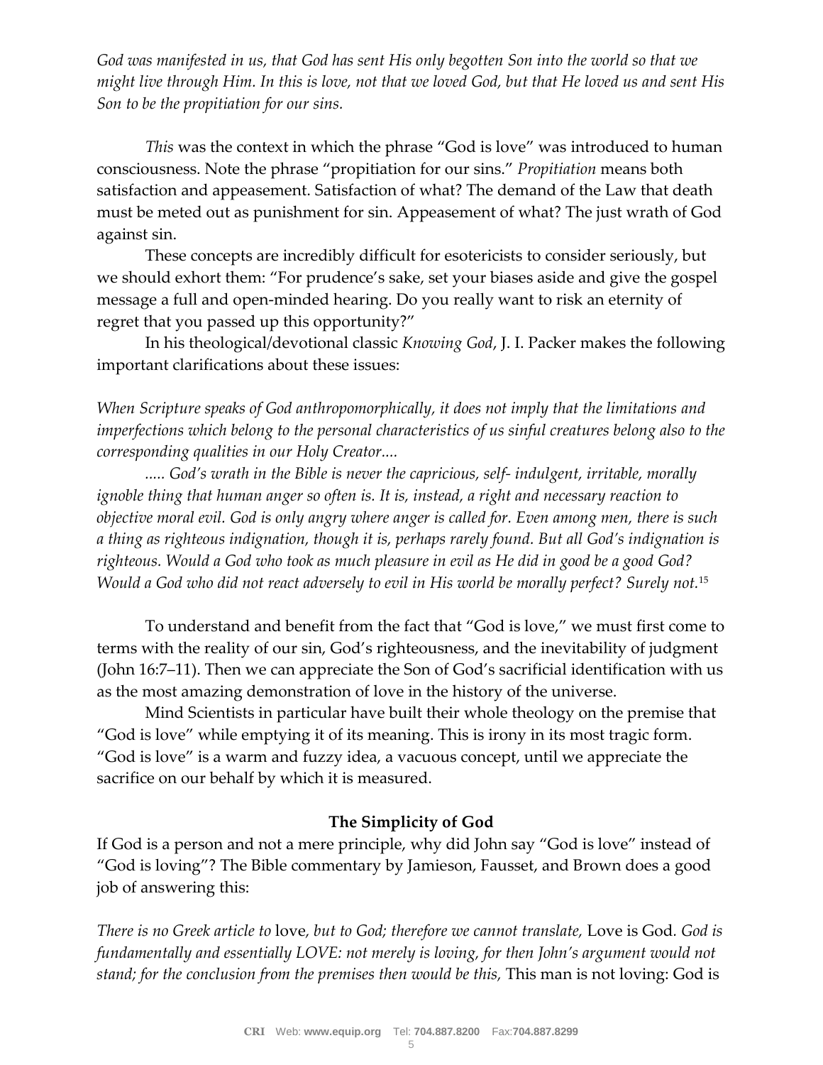*God was manifested in us, that God has sent His only begotten Son into the world so that we might live through Him. In this is love, not that we loved God, but that He loved us and sent His Son to be the propitiation for our sins.*

*This* was the context in which the phrase "God is love" was introduced to human consciousness. Note the phrase "propitiation for our sins." *Propitiation* means both satisfaction and appeasement. Satisfaction of what? The demand of the Law that death must be meted out as punishment for sin. Appeasement of what? The just wrath of God against sin.

These concepts are incredibly difficult for esotericists to consider seriously, but we should exhort them: "For prudence's sake, set your biases aside and give the gospel message a full and open-minded hearing. Do you really want to risk an eternity of regret that you passed up this opportunity?"

In his theological/devotional classic *Knowing God*, J. I. Packer makes the following important clarifications about these issues:

*When Scripture speaks of God anthropomorphically, it does not imply that the limitations and imperfections which belong to the personal characteristics of us sinful creatures belong also to the corresponding qualities in our Holy Creator....*

*..... God's wrath in the Bible is never the capricious, self- indulgent, irritable, morally ignoble thing that human anger so often is. It is, instead, a right and necessary reaction to objective moral evil. God is only angry where anger is called for. Even among men, there is such a thing as righteous indignation, though it is, perhaps rarely found. But all God's indignation is righteous. Would a God who took as much pleasure in evil as He did in good be a good God? Would a God who did not react adversely to evil in His world be morally perfect? Surely not.*[15]

To understand and benefit from the fact that "God is love," we must first come to terms with the reality of our sin, God's righteousness, and the inevitability of judgment (John 16:7–11). Then we can appreciate the Son of God's sacrificial identification with us as the most amazing demonstration of love in the history of the universe.

Mind Scientists in particular have built their whole theology on the premise that "God is love" while emptying it of its meaning. This is irony in its most tragic form. "God is love" is a warm and fuzzy idea, a vacuous concept, until we appreciate the sacrifice on our behalf by which it is measured.

## The Simplicity of God

If God is a person and not a mere principle, why did John say "God is love" instead of "God is loving"? The Bible commentary by Jamieson, Fausset, and Brown does a good job of answering this:

*There is no Greek article to* love*, but to God; therefore we cannot translate,* Love is God. *God is fundamentally and essentially LOVE: not merely is loving, for then John's argument would not stand; for the conclusion from the premises then would be this,* This man is not loving: God is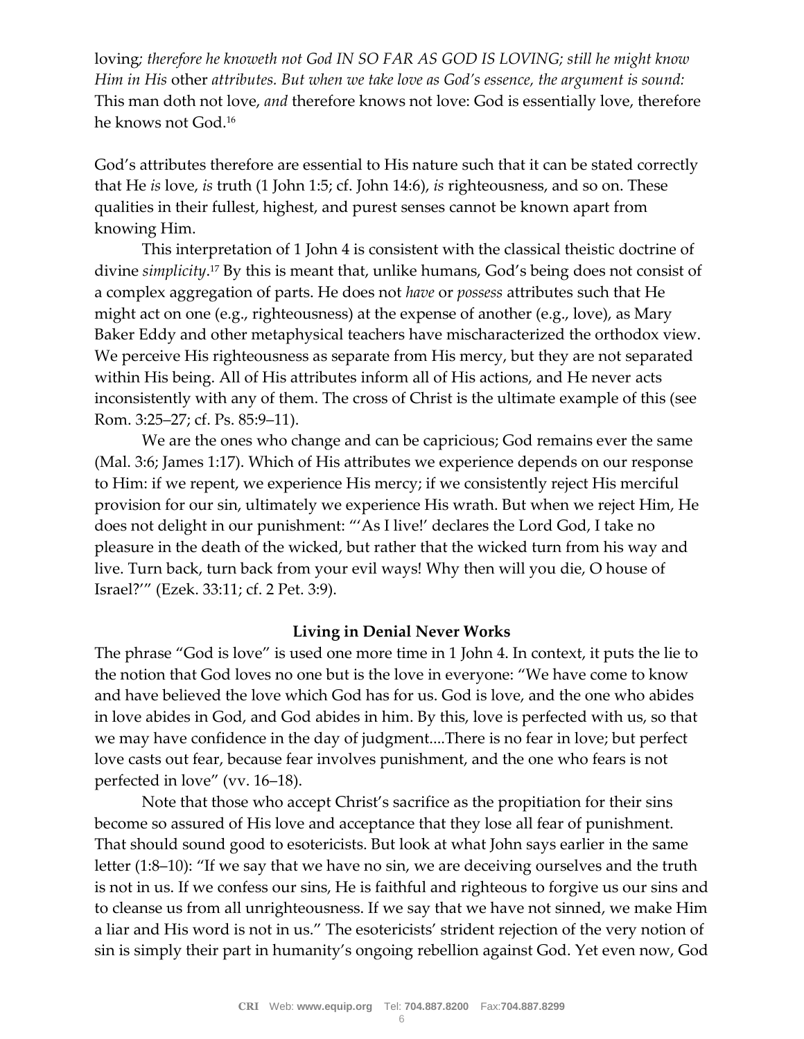loving*; therefore he knoweth not God IN SO FAR AS GOD IS LOVING; still he might know Him in His* other *attributes. But when we take love as God's essence, the argument is sound:* This man doth not love, *and* therefore knows not love: God is essentially love, therefore he knows not God.[16]

God's attributes therefore are essential to His nature such that it can be stated correctly that He *is* love, *is* truth (1 John 1:5; cf. John 14:6), *is* righteousness, and so on. These qualities in their fullest, highest, and purest senses cannot be known apart from knowing Him.

This interpretation of 1 John 4 is consistent with the classical theistic doctrine of divine *simplicity*.[17] By this is meant that, unlike humans, God's being does not consist of a complex aggregation of parts. He does not *have* or *possess* attributes such that He might act on one (e.g., righteousness) at the expense of another (e.g., love), as Mary Baker Eddy and other metaphysical teachers have mischaracterized the orthodox view. We perceive His righteousness as separate from His mercy, but they are not separated within His being. All of His attributes inform all of His actions, and He never acts inconsistently with any of them. The cross of Christ is the ultimate example of this (see Rom. 3:25–27; cf. Ps. 85:9–11).

We are the ones who change and can be capricious; God remains ever the same (Mal. 3:6; James 1:17). Which of His attributes we experience depends on our response to Him: if we repent, we experience His mercy; if we consistently reject His merciful provision for our sin, ultimately we experience His wrath. But when we reject Him, He does not delight in our punishment: "'As I live!' declares the Lord God, I take no pleasure in the death of the wicked, but rather that the wicked turn from his way and live. Turn back, turn back from your evil ways! Why then will you die, O house of Israel?'" (Ezek. 33:11; cf. 2 Pet. 3:9).

### Living in Denial Never Works

The phrase "God is love" is used one more time in 1 John 4. In context, it puts the lie to the notion that God loves no one but is the love in everyone: "We have come to know and have believed the love which God has for us. God is love, and the one who abides in love abides in God, and God abides in him. By this, love is perfected with us, so that we may have confidence in the day of judgment....There is no fear in love; but perfect love casts out fear, because fear involves punishment, and the one who fears is not perfected in love" (vv. 16–18).

Note that those who accept Christ's sacrifice as the propitiation for their sins become so assured of His love and acceptance that they lose all fear of punishment. That should sound good to esotericists. But look at what John says earlier in the same letter (1:8–10): "If we say that we have no sin, we are deceiving ourselves and the truth is not in us. If we confess our sins, He is faithful and righteous to forgive us our sins and to cleanse us from all unrighteousness. If we say that we have not sinned, we make Him a liar and His word is not in us." The esotericists' strident rejection of the very notion of sin is simply their part in humanity's ongoing rebellion against God. Yet even now, God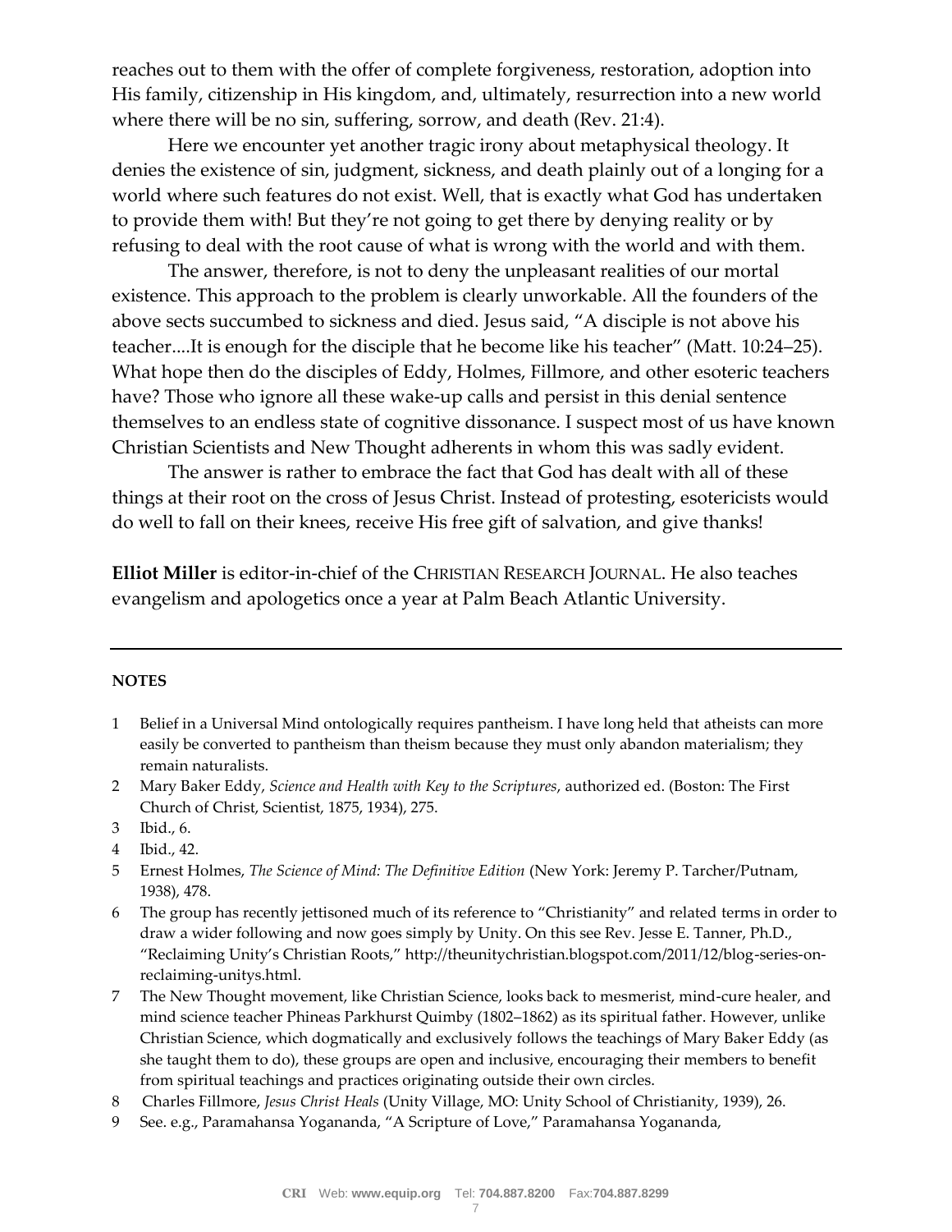reaches out to them with the offer of complete forgiveness, restoration, adoption into His family, citizenship in His kingdom, and, ultimately, resurrection into a new world where there will be no sin, suffering, sorrow, and death (Rev. 21:4).

Here we encounter yet another tragic irony about metaphysical theology. It denies the existence of sin, judgment, sickness, and death plainly out of a longing for a world where such features do not exist. Well, that is exactly what God has undertaken to provide them with! But they're not going to get there by denying reality or by refusing to deal with the root cause of what is wrong with the world and with them.

The answer, therefore, is not to deny the unpleasant realities of our mortal existence. This approach to the problem is clearly unworkable. All the founders of the above sects succumbed to sickness and died. Jesus said, "A disciple is not above his teacher....It is enough for the disciple that he become like his teacher" (Matt. 10:24–25). What hope then do the disciples of Eddy, Holmes, Fillmore, and other esoteric teachers have? Those who ignore all these wake-up calls and persist in this denial sentence themselves to an endless state of cognitive dissonance. I suspect most of us have known Christian Scientists and New Thought adherents in whom this was sadly evident.

The answer is rather to embrace the fact that God has dealt with all of these things at their root on the cross of Jesus Christ. Instead of protesting, esotericists would do well to fall on their knees, receive His free gift of salvation, and give thanks!

**Elliot Miller** is editor-in-chief of the CHRISTIAN RESEARCH JOURNAL. He also teaches evangelism and apologetics once a year at Palm Beach Atlantic University.

---

**NOTES**

1. Belief in a Universal Mind ontologically requires pantheism. I have long held that atheists can more easily be converted to pantheism than theism because they must only abandon materialism; they remain naturalists.
2. Mary Baker Eddy, *Science and Health with Key to the Scriptures*, authorized ed. (Boston: The First Church of Christ, Scientist, 1875, 1934), 275.
3. Ibid., 6.
4. Ibid., 42.
5. Ernest Holmes, *The Science of Mind: The Definitive Edition* (New York: Jeremy P. Tarcher/Putnam, 1938), 478.
6. The group has recently jettisoned much of its reference to "Christianity" and related terms in order to draw a wider following and now goes simply by Unity. On this see Rev. Jesse E. Tanner, Ph.D., "Reclaiming Unity's Christian Roots," http://theunitychristian.blogspot.com/2011/12/blog-series-on-reclaiming-unitys.html.
7. The New Thought movement, like Christian Science, looks back to mesmerist, mind-cure healer, and mind science teacher Phineas Parkhurst Quimby (1802–1862) as its spiritual father. However, unlike Christian Science, which dogmatically and exclusively follows the teachings of Mary Baker Eddy (as she taught them to do), these groups are open and inclusive, encouraging their members to benefit from spiritual teachings and practices originating outside their own circles.
8. Charles Fillmore, *Jesus Christ Heals* (Unity Village, MO: Unity School of Christianity, 1939), 26.
9. See. e.g., Paramahansa Yogananda, "A Scripture of Love," Paramahansa Yogananda,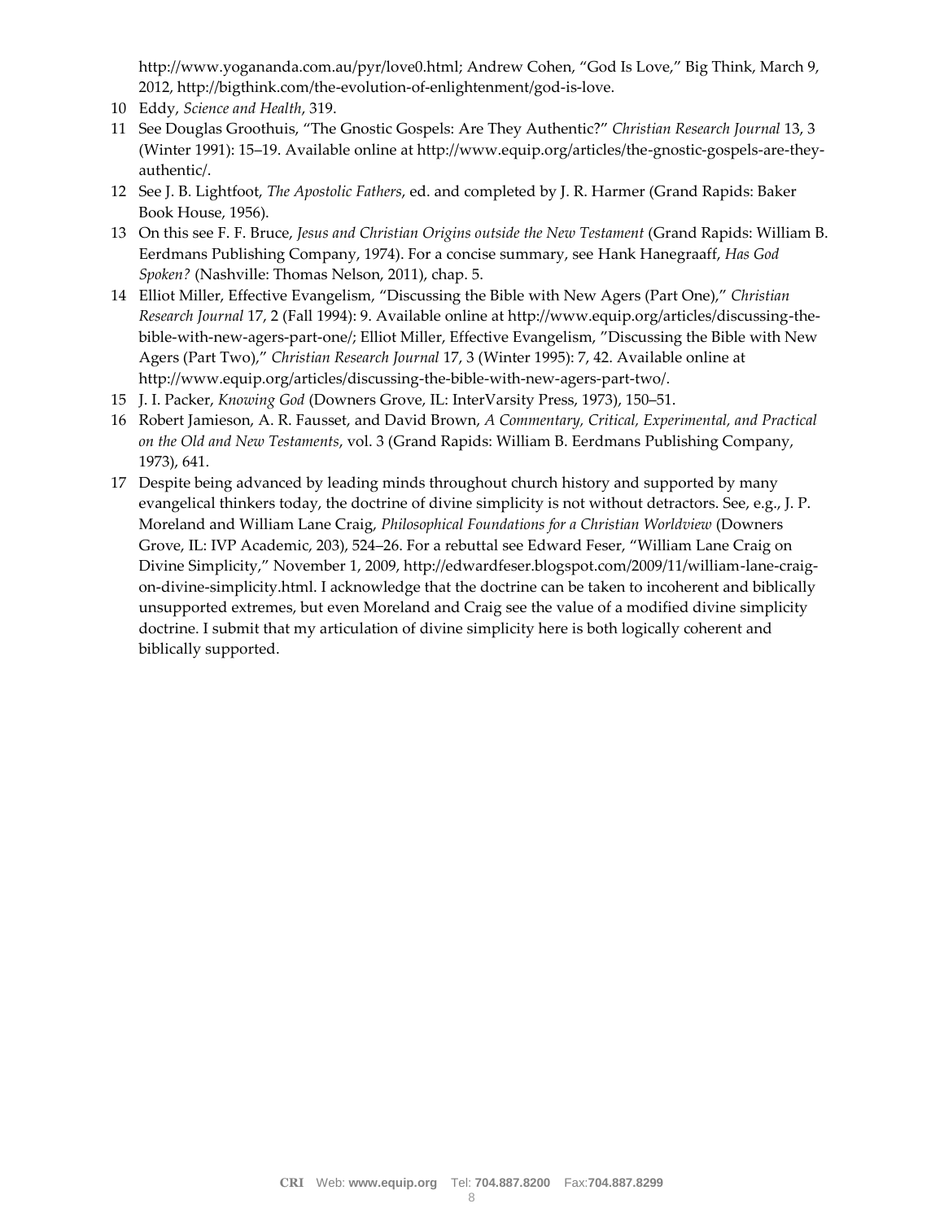http://www.yogananda.com.au/pyr/love0.html; Andrew Cohen, "God Is Love," Big Think, March 9, 2012, http://bigthink.com/the-evolution-of-enlightenment/god-is-love.

10 Eddy, *Science and Health*, 319.

11 See Douglas Groothuis, "The Gnostic Gospels: Are They Authentic?" *Christian Research Journal* 13, 3 (Winter 1991): 15–19. Available online at http://www.equip.org/articles/the-gnostic-gospels-are-they-authentic/.

12 See J. B. Lightfoot, *The Apostolic Fathers*, ed. and completed by J. R. Harmer (Grand Rapids: Baker Book House, 1956).

13 On this see F. F. Bruce, *Jesus and Christian Origins outside the New Testament* (Grand Rapids: William B. Eerdmans Publishing Company, 1974). For a concise summary, see Hank Hanegraaff, *Has God Spoken?* (Nashville: Thomas Nelson, 2011), chap. 5.

14 Elliot Miller, Effective Evangelism, "Discussing the Bible with New Agers (Part One)," *Christian Research Journal* 17, 2 (Fall 1994): 9. Available online at http://www.equip.org/articles/discussing-the-bible-with-new-agers-part-one/; Elliot Miller, Effective Evangelism, "Discussing the Bible with New Agers (Part Two)," *Christian Research Journal* 17, 3 (Winter 1995): 7, 42. Available online at http://www.equip.org/articles/discussing-the-bible-with-new-agers-part-two/.

15 J. I. Packer, *Knowing God* (Downers Grove, IL: InterVarsity Press, 1973), 150–51.

16 Robert Jamieson, A. R. Fausset, and David Brown, *A Commentary, Critical, Experimental, and Practical on the Old and New Testaments*, vol. 3 (Grand Rapids: William B. Eerdmans Publishing Company, 1973), 641.

17 Despite being advanced by leading minds throughout church history and supported by many evangelical thinkers today, the doctrine of divine simplicity is not without detractors. See, e.g., J. P. Moreland and William Lane Craig, *Philosophical Foundations for a Christian Worldview* (Downers Grove, IL: IVP Academic, 203), 524–26. For a rebuttal see Edward Feser, "William Lane Craig on Divine Simplicity," November 1, 2009, http://edwardfeser.blogspot.com/2009/11/william-lane-craig-on-divine-simplicity.html. I acknowledge that the doctrine can be taken to incoherent and biblically unsupported extremes, but even Moreland and Craig see the value of a modified divine simplicity doctrine. I submit that my articulation of divine simplicity here is both logically coherent and biblically supported.